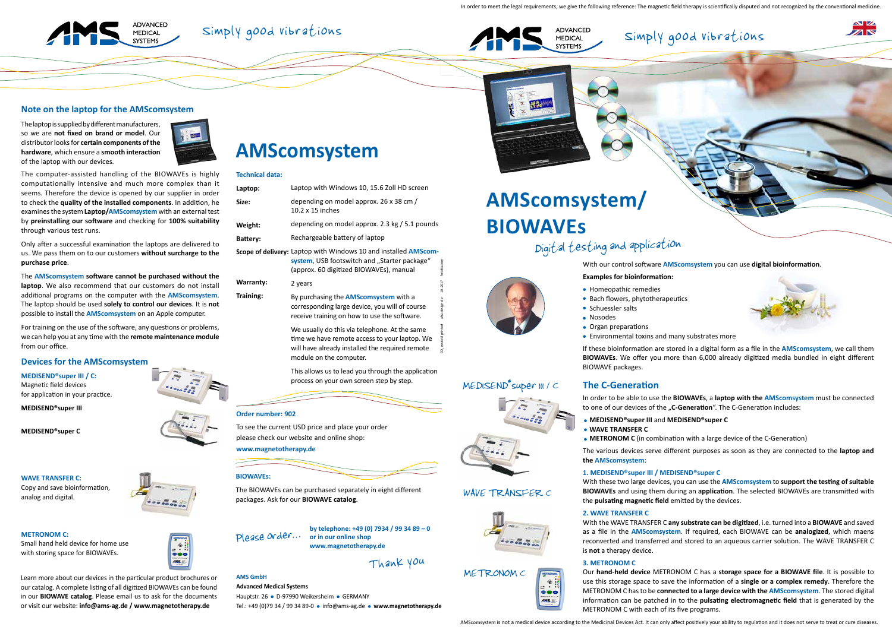In order to meet the legal requirements, we give the following reference: The magnetic field therapy is scientifically disputed and not recognized by the conventional medicine.

AMS ADVANCED MEDICAL SYSTEMS — Simply good vibrations

## Note on the laptop for the AMScomsystem

The laptop is supplied by different manufacturers, so we are **not fixed on brand or model**. Our distributor looks for **certain components of the hardware**, which ensure a **smooth interaction** of the laptop with our devices.

The computer-assisted handling of the BIOWAVEs is highly computationally intensive and much more complex than it seems. Therefore the device is opened by our supplier in order to check the **quality of the installed components**. In addition, he examines the system **Laptop/AMScomsystem** with an external test by **preinstalling our software** and checking for **100% suitability** through various test runs.

Only after a successful examination the laptops are delivered to us. We pass them on to our customers **without surcharge to the purchase price**.

The **AMScomsystem software cannot be purchased without the laptop**. We also recommend that our customers do not install additional programs on the computer with the **AMScomsystem**. The laptop should be used **solely to control our devices**. It is **not** possible to install the **AMScomsystem** on an Apple computer.

For training on the use of the software, any questions or problems, we can help you at any time with the **remote maintenance module** from our office.

## Devices for the AMScomsystem

**MEDISEND®super III / C:**
Magnetic field devices
for application in your practice.

**MEDISEND®super III**

**MEDISEND®super C**

**WAVE TRANSFER C:**
Copy and save bioinformation, analog and digital.

**METRONOM C:**
Small hand held device for home use with storing space for BIOWAVEs.

Learn more about our devices in the particular product brochures or our catalog. A complete listing of all digitized BIOWAVEs can be found in our **BIOWAVE catalog**. Please email us to ask for the documents or visit our website: **info@ams-ag.de / www.magnetotherapy.de**

# AMScomsystem

**Technical data:**

| | |
|---|---|
| **Laptop:** | Laptop with Windows 10, 15.6 Zoll HD screen |
| **Size:** | depending on model approx. 26 x 38 cm / 10.2 x 15 inches |
| **Weight:** | depending on model approx. 2.3 kg / 5.1 pounds |
| **Battery:** | Rechargeable battery of laptop |
| **Scope of delivery:** | Laptop with Windows 10 and installed **AMScomsystem**, USB footswitch and „Starter package" (approx. 60 digitized BIOWAVEs), manual |
| **Warranty:** | 2 years |
| **Training:** | By purchasing the **AMScomsystem** with a corresponding large device, you will of course receive training on how to use the software. We usually do this via telephone. At the same time we have remote access to your laptop. We will have already installed the required remote module on the computer. This allows us to lead you through the application process on your own screen step by step. |

**Order number: 902**

To see the current USD price and place your order please check our website and online shop:
**www.magnetotherapy.de**

**BIOWAVEs:**

The BIOWAVEs can be purchased separately in eight different packages. Ask for our **BIOWAVE catalog**.

Please order... **by telephone: +49 (0) 7934 / 99 34 89 – 0**
**or in our online shop**
**www.magnetotherapy.de**

Thank you

**AMS GmbH**
**Advanced Medical Systems**
Hauptstr. 26 • D-97990 Weikersheim • GERMANY
Tel.: +49 (0)79 34 / 99 34 89-0 • info@ams-ag.de • **www.magnetotherapy.de**

# AMScomsystem/ BIOWAVEs

Digital testing and application

With our control software **AMScomsystem** you can use **digital bioinformation**.

**Examples for bioinformation:**

- Homeopathic remedies
- Bach flowers, phytotherapeutics
- Schuessler salts
- Nosodes
- Organ preparations
- Environmental toxins and many substrates more

If these bioinformation are stored in a digital form as a file in the **AMScomsystem**, we call them **BIOWAVEs**. We offer you more than 6,000 already digitized media bundled in eight different BIOWAVE packages.

MEDISEND® super III / C

WAVE TRANSFER C

METRONOM C

## The C-Generation

In order to be able to use the **BIOWAVEs**, a **laptop with the AMScomsystem** must be connected to one of our devices of the „**C-Generation**". The C-Generation includes:

- **MEDISEND®super III** and **MEDISEND®super C**
- **WAVE TRANSFER C**
- **METRONOM C** (in combination with a large device of the C-Generation)

The various devices serve different purposes as soon as they are connected to the **laptop and the AMScomsystem**:

**1. MEDISEND®super III / MEDISEND®super C**
With these two large devices, you can use the **AMScomsystem** to **support the testing of suitable BIOWAVEs** and using them during an **application**. The selected BIOWAVEs are transmitted with the **pulsating magnetic field** emitted by the devices.

**2. WAVE TRANSFER C**
With the WAVE TRANSFER C **any substrate can be digitized**, i.e. turned into a **BIOWAVE** and saved as a file in the **AMScomsystem**. If required, each BIOWAVE can be **analogized**, which maens reconverted and transferred and stored to an aqueous carrier solution. The WAVE TRANSFER C is **not** a therapy device.

**3. METRONOM C**
Our **hand-held device** METRONOM C has a **storage space for a BIOWAVE file**. It is possible to use this storage space to save the information of a **single or a complex remedy**. Therefore the METRONOM C has to be **connected to a large device with the AMScomsystem**. The stored digital information can be patched in to the **pulsating electromagnetic field** that is generated by the METRONOM C with each of its five programs.

AMScomsystem is not a medical device according to the Medicinal Devices Act. It can only affect positively your ability to regulation and it does not serve to treat or cure diseases.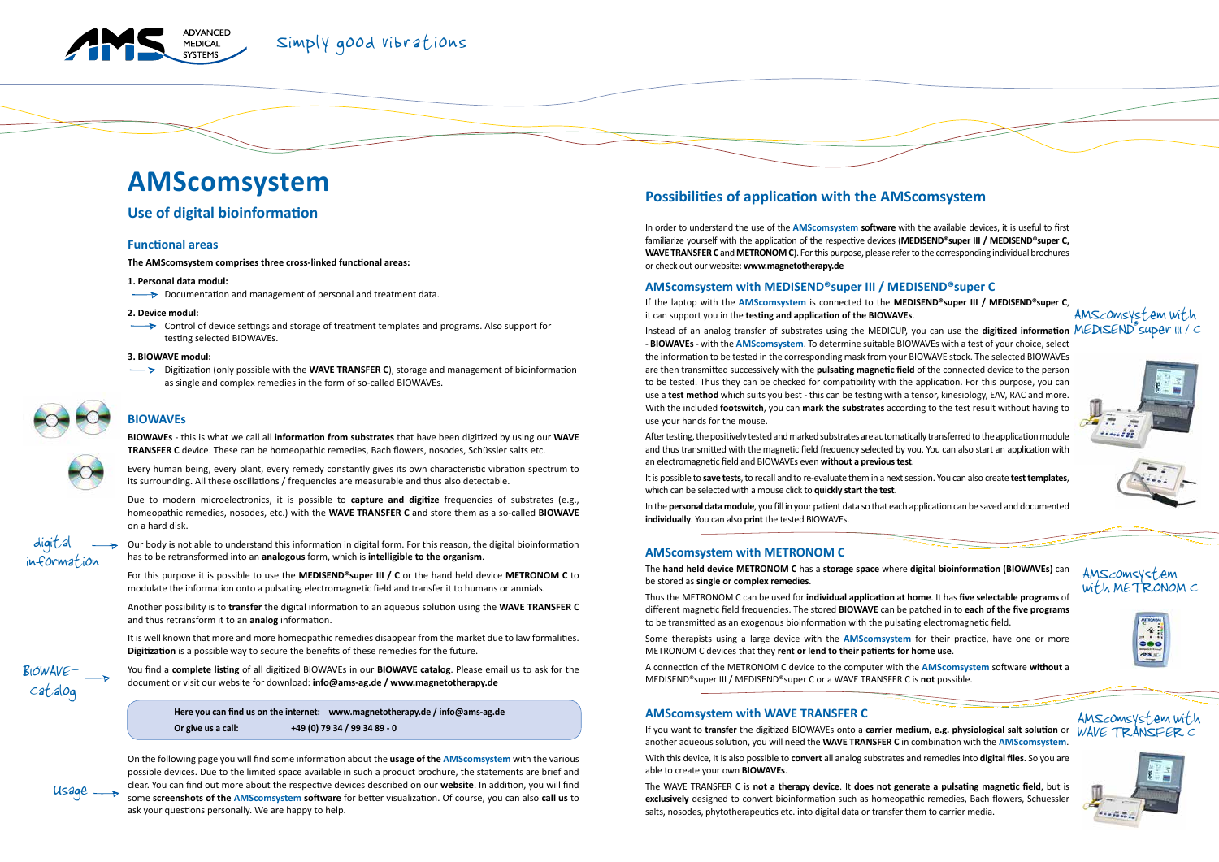ADVANCED MEDICAL SYSTEMS

Simply good vibrations

# AMScomsystem

## Use of digital bioinformation

### Functional areas

**The AMScomsystem comprises three cross-linked functional areas:**

**1. Personal data modul:**

→ Documentation and management of personal and treatment data.

**2. Device modul:**

→ Control of device settings and storage of treatment templates and programs. Also support for testing selected BIOWAVEs.

**3. BIOWAVE modul:**

→ Digitization (only possible with the **WAVE TRANSFER C**), storage and management of bioinformation as single and complex remedies in the form of so-called BIOWAVEs.

### BIOWAVEs

**BIOWAVEs** - this is what we call all **information from substrates** that have been digitized by using our **WAVE TRANSFER C** device. These can be homeopathic remedies, Bach flowers, nosodes, Schüssler salts etc.

Every human being, every plant, every remedy constantly gives its own characteristic vibration spectrum to its surrounding. All these oscillations / frequencies are measurable and thus also detectable.

Due to modern microelectronics, it is possible to **capture and digitize** frequencies of substrates (e.g., homeopathic remedies, nosodes, etc.) with the **WAVE TRANSFER C** and store them as a so-called **BIOWAVE** on a hard disk.

digital information →

Our body is not able to understand this information in digital form. For this reason, the digital bioinformation has to be retransformed into an **analogous** form, which is **intelligible to the organism**.

For this purpose it is possible to use the **MEDISEND®super III / C** or the hand held device **METRONOM C** to modulate the information onto a pulsating electromagnetic field and transfer it to humans or annials.

Another possibility is to **transfer** the digital information to an aqueous solution using the **WAVE TRANSFER C** and thus retransform it to an **analog** information.

It is well known that more and more homeopathic remedies disappear from the market due to law formalities. **Digitization** is a possible way to secure the benefits of these remedies for the future.

BIOWAVE-catalog →

You find a **complete listing** of all digitized BIOWAVEs in our **BIOWAVE catalog**. Please email us to ask for the document or visit our website for download: **info@ams-ag.de / www.magnetotherapy.de**

**Here you can find us on the internet: www.magnetotherapy.de / info@ams-ag.de**
**Or give us a call: +49 (0) 79 34 / 99 34 89 - 0**

Usage →

On the following page you will find some information about the **usage of the AMScomsystem** with the various possible devices. Due to the limited space available in such a product brochure, the statements are brief and clear. You can find out more about the respective devices described on our **website**. In addition, you will find some **screenshots of the AMScomsystem software** for better visualization. Of course, you can also **call us** to ask your questions personally. We are happy to help.

## Possibilities of application with the AMScomsystem

In order to understand the use of the **AMScomsystem software** with the available devices, it is useful to first familiarize yourself with the application of the respective devices (**MEDISEND®super III / MEDISEND®super C, WAVE TRANSFER C** and **METRONOM C**). For this purpose, please refer to the corresponding individual brochures or check out our website: **www.magnetotherapy.de**

### AMScomsystem with MEDISEND®super III / MEDISEND®super C

AMScomsystem with MEDISEND®super III / C

If the laptop with the **AMScomsystem** is connected to the **MEDISEND®super III / MEDISEND®super C**, it can support you in the **testing and application of the BIOWAVEs**.

Instead of an analog transfer of substrates using the MEDICUP, you can use the **digitized information - BIOWAVEs -** with the **AMScomsystem**. To determine suitable BIOWAVEs with a test of your choice, select the information to be tested in the corresponding mask from your BIOWAVE stock. The selected BIOWAVEs are then transmitted successively with the **pulsating magnetic field** of the connected device to the person to be tested. Thus they can be checked for compatibility with the application. For this purpose, you can use a **test method** which suits you best - this can be testing with a tensor, kinesiology, EAV, RAC and more. With the included **footswitch**, you can **mark the substrates** according to the test result without having to use your hands for the mouse.

After testing, the positively tested and marked substrates are automatically transferred to the application module and thus transmitted with the magnetic field frequency selected by you. You can also start an application with an electromagnetic field and BIOWAVEs even **without a previous test**.

It is possible to **save tests**, to recall and to re-evaluate them in a next session. You can also create **test templates**, which can be selected with a mouse click to **quickly start the test**.

In the **personal data module**, you fill in your patient data so that each application can be saved and documented **individually**. You can also **print** the tested BIOWAVEs.

### AMScomsystem with METRONOM C

AMScomsystem with METRONOM C

The **hand held device METRONOM C** has a **storage space** where **digital bioinformation (BIOWAVEs)** can be stored as **single or complex remedies**.

Thus the METRONOM C can be used for **individual application at home**. It has **five selectable programs** of different magnetic field frequencies. The stored **BIOWAVE** can be patched in to **each of the five programs** to be transmitted as an exogenous bioinformation with the pulsating electromagnetic field.

Some therapists using a large device with the **AMScomsystem** for their practice, have one or more METRONOM C devices that they **rent or lend to their patients for home use**.

A connection of the METRONOM C device to the computer with the **AMScomsystem** software **without** a MEDISEND®super III / MEDISEND®super C or a WAVE TRANSFER C is **not** possible.

### AMScomsystem with WAVE TRANSFER C

AMScomsystem with WAVE TRANSFER C

If you want to **transfer** the digitized BIOWAVEs onto a **carrier medium, e.g. physiological salt solution** or another aqueous solution, you will need the **WAVE TRANSFER C** in combination with the **AMScomsystem**.

With this device, it is also possible to **convert** all analog substrates and remedies into **digital files**. So you are able to create your own **BIOWAVEs**.

The WAVE TRANSFER C is **not a therapy device**. It **does not generate a pulsating magnetic field**, but is **exclusively** designed to convert bioinformation such as homeopathic remedies, Bach flowers, Schuessler salts, nosodes, phytotherapeutics etc. into digital data or transfer them to carrier media.